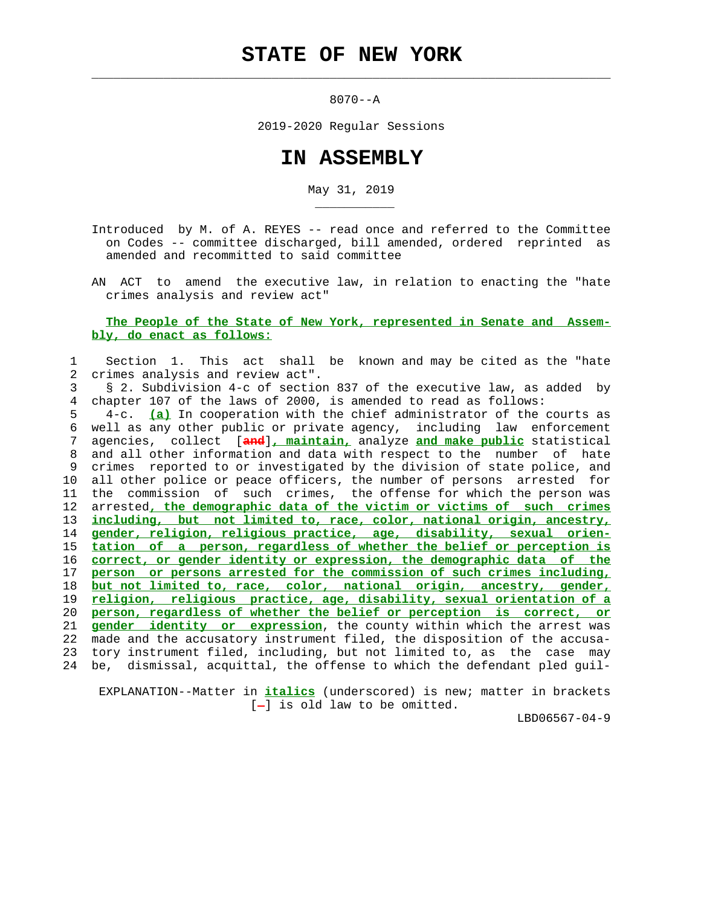# STATE OF NEW YORK

8070--A

2019-2020 Regular Sessions

# IN ASSEMBLY

May 31, 2019

Introduced by M. of A. REYES -- read once and referred to the Committee on Codes -- committee discharged, bill amended, ordered reprinted as amended and recommitted to said committee

AN ACT to amend the executive law, in relation to enacting the "hate crimes analysis and review act"

**The People of the State of New York, represented in Senate and Assembly, do enact as follows:**

1 Section 1. This act shall be known and may be cited as the "hate
2 crimes analysis and review act".
3 § 2. Subdivision 4-c of section 837 of the executive law, as added by
4 chapter 107 of the laws of 2000, is amended to read as follows:
5 4-c. ***(a)*** In cooperation with the chief administrator of the courts as
6 well as any other public or private agency, including law enforcement
7 agencies, collect [and]***, maintain,*** analyze ***and make public*** statistical
8 and all other information and data with respect to the number of hate
9 crimes reported to or investigated by the division of state police, and
10 all other police or peace officers, the number of persons arrested for
11 the commission of such crimes, the offense for which the person was
12 arrested***, the demographic data of the victim or victims of such crimes***
13 ***including, but not limited to, race, color, national origin, ancestry,***
14 ***gender, religion, religious practice, age, disability, sexual orien-***
15 ***tation of a person, regardless of whether the belief or perception is***
16 ***correct, or gender identity or expression, the demographic data of the***
17 ***person or persons arrested for the commission of such crimes including,***
18 ***but not limited to, race, color, national origin, ancestry, gender,***
19 ***religion, religious practice, age, disability, sexual orientation of a***
20 ***person, regardless of whether the belief or perception is correct, or***
21 ***gender identity or expression***, the county within which the arrest was
22 made and the accusatory instrument filed, the disposition of the accusa-
23 tory instrument filed, including, but not limited to, as the case may
24 be, dismissal, acquittal, the offense to which the defendant pled guil-

EXPLANATION--Matter in ***italics*** (underscored) is new; matter in brackets [-] is old law to be omitted.

LBD06567-04-9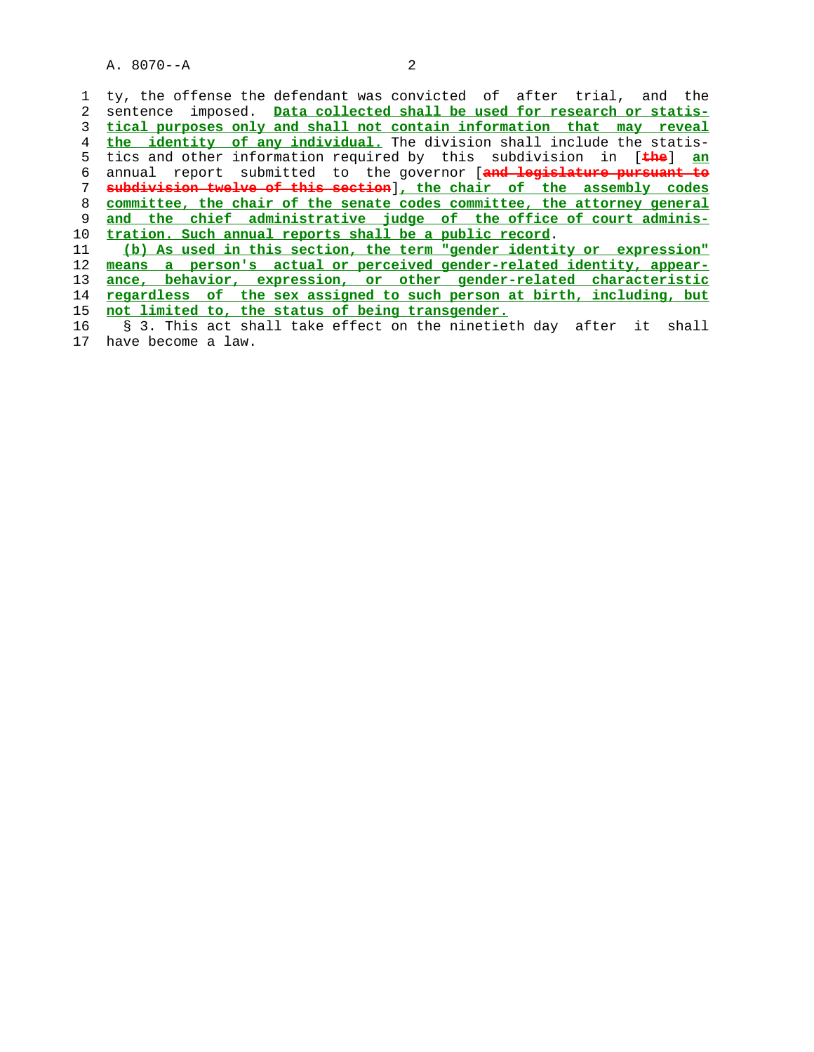ty, the offense the defendant was convicted of after trial, and the sentence imposed. __**Data collected shall be used for research or statistical purposes only and shall not contain information that may reveal the identity of any individual.**__ The division shall include the statistics and other information required by this subdivision in [~~**the**~~] __**an**__ annual report submitted to the governor [~~**and legislature pursuant to subdivision twelve of this section**~~]__**, the chair of the assembly codes committee, the chair of the senate codes committee, the attorney general and the chief administrative judge of the office of court administration. Such annual reports shall be a public record**__.

__**(b) As used in this section, the term "gender identity or expression" means a person's actual or perceived gender-related identity, appearance, behavior, expression, or other gender-related characteristic regardless of the sex assigned to such person at birth, including, but not limited to, the status of being transgender.**__

§ 3. This act shall take effect on the ninetieth day after it shall have become a law.